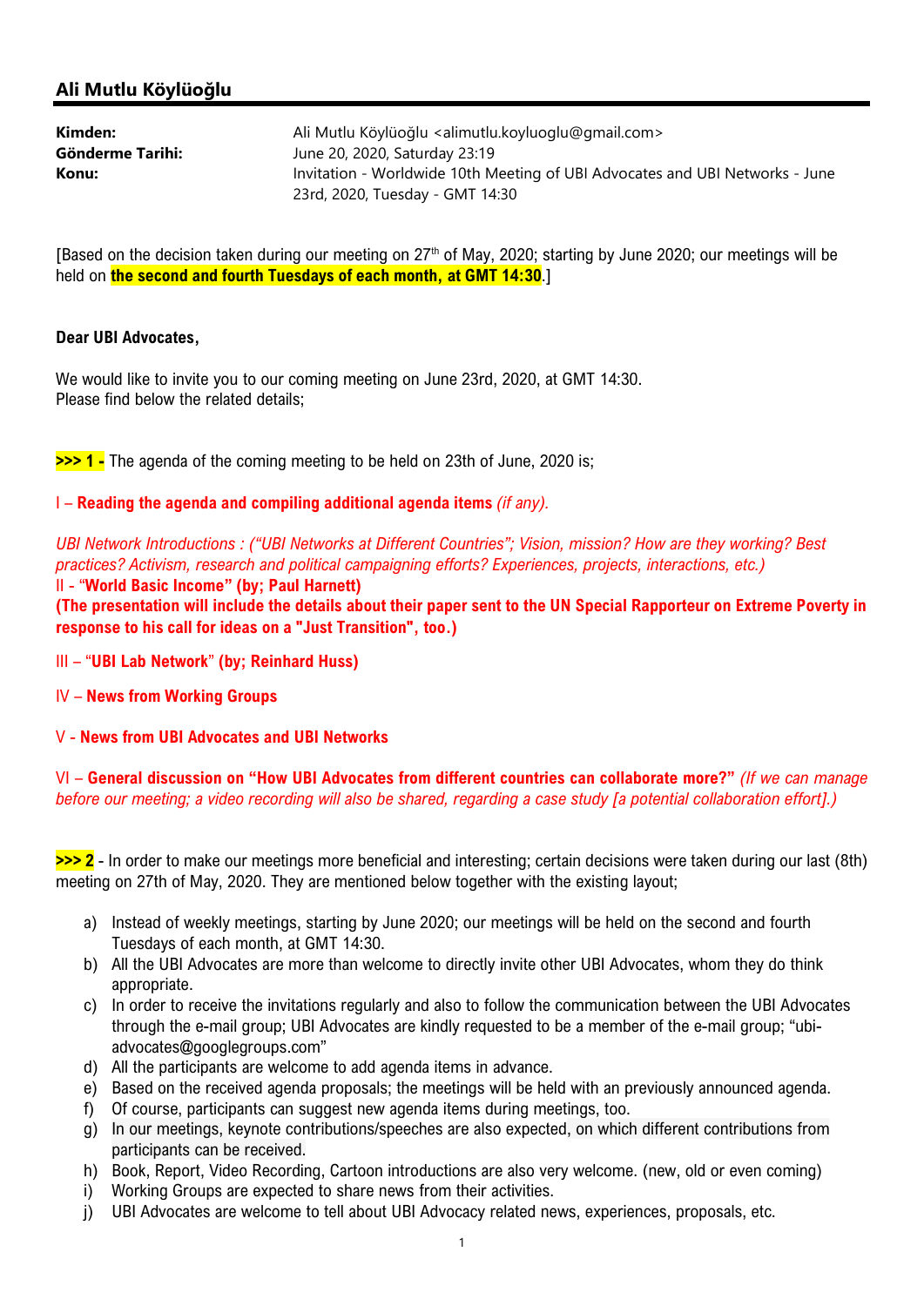## Ali Mutlu Köylüoğlu

| | |
|---|---|
| **Kimden:** | Ali Mutlu Köylüoğlu <alimutlu.koyluoglu@gmail.com> |
| **Gönderme Tarihi:** | June 20, 2020, Saturday 23:19 |
| **Konu:** | Invitation - Worldwide 10th Meeting of UBI Advocates and UBI Networks - June 23rd, 2020, Tuesday - GMT 14:30 |

[Based on the decision taken during our meeting on 27th of May, 2020; starting by June 2020; our meetings will be held on **the second and fourth Tuesdays of each month, at GMT 14:30**.]

**Dear UBI Advocates,**

We would like to invite you to our coming meeting on June 23rd, 2020, at GMT 14:30.
Please find below the related details;

**>>> 1 -** The agenda of the coming meeting to be held on 23th of June, 2020 is;

I – **Reading the agenda and compiling additional agenda items** *(if any).*

*UBI Network Introductions : ("UBI Networks at Different Countries"; Vision, mission? How are they working? Best practices? Activism, research and political campaigning efforts? Experiences, projects, interactions, etc.)*
II - "**World Basic Income" (by; Paul Harnett)**
**(The presentation will include the details about their paper sent to the UN Special Rapporteur on Extreme Poverty in response to his call for ideas on a "Just Transition", too.)**

III – "**UBI Lab Network**" **(by; Reinhard Huss)**

IV – **News from Working Groups**

V - **News from UBI Advocates and UBI Networks**

VI – **General discussion on "How UBI Advocates from different countries can collaborate more?"** *(If we can manage before our meeting; a video recording will also be shared, regarding a case study [a potential collaboration effort].)*

**>>> 2** - In order to make our meetings more beneficial and interesting; certain decisions were taken during our last (8th) meeting on 27th of May, 2020. They are mentioned below together with the existing layout;

a) Instead of weekly meetings, starting by June 2020; our meetings will be held on the second and fourth Tuesdays of each month, at GMT 14:30.
b) All the UBI Advocates are more than welcome to directly invite other UBI Advocates, whom they do think appropriate.
c) In order to receive the invitations regularly and also to follow the communication between the UBI Advocates through the e-mail group; UBI Advocates are kindly requested to be a member of the e-mail group; "ubi-advocates@googlegroups.com"
d) All the participants are welcome to add agenda items in advance.
e) Based on the received agenda proposals; the meetings will be held with an previously announced agenda.
f) Of course, participants can suggest new agenda items during meetings, too.
g) In our meetings, keynote contributions/speeches are also expected, on which different contributions from participants can be received.
h) Book, Report, Video Recording, Cartoon introductions are also very welcome. (new, old or even coming)
i) Working Groups are expected to share news from their activities.
j) UBI Advocates are welcome to tell about UBI Advocacy related news, experiences, proposals, etc.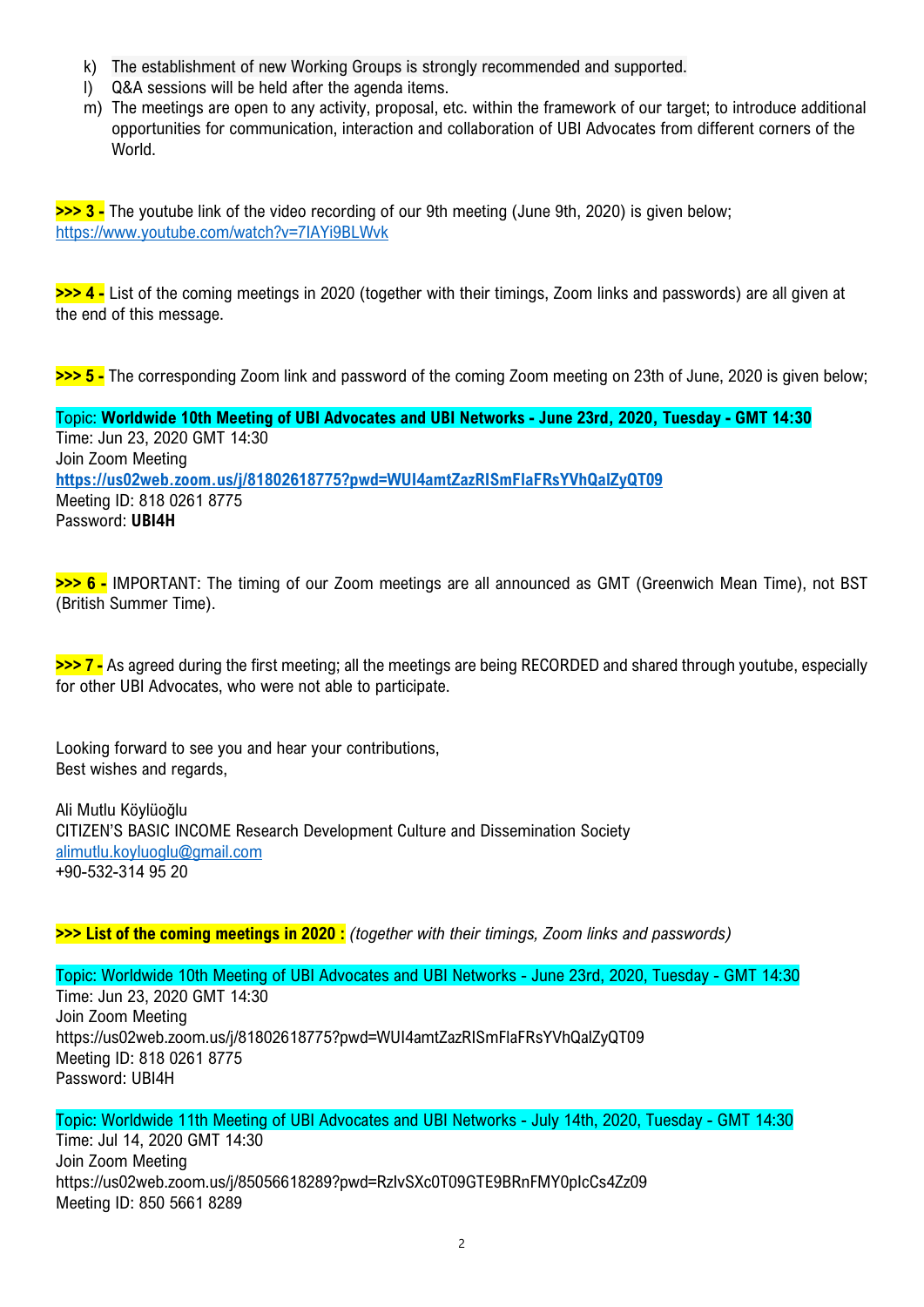k) The establishment of new Working Groups is strongly recommended and supported.
l) Q&A sessions will be held after the agenda items.
m) The meetings are open to any activity, proposal, etc. within the framework of our target; to introduce additional opportunities for communication, interaction and collaboration of UBI Advocates from different corners of the World.

**>>> 3 -** The youtube link of the video recording of our 9th meeting (June 9th, 2020) is given below;
https://www.youtube.com/watch?v=7IAYi9BLWvk

**>>> 4 -** List of the coming meetings in 2020 (together with their timings, Zoom links and passwords) are all given at the end of this message.

**>>> 5 -** The corresponding Zoom link and password of the coming Zoom meeting on 23th of June, 2020 is given below;

Topic: **Worldwide 10th Meeting of UBI Advocates and UBI Networks - June 23rd, 2020, Tuesday - GMT 14:30**
Time: Jun 23, 2020 GMT 14:30
Join Zoom Meeting
**https://us02web.zoom.us/j/81802618775?pwd=WUI4amtZazRISmFlaFRsYVhQalZyQT09**
Meeting ID: 818 0261 8775
Password: **UBI4H**

**>>> 6 -** IMPORTANT: The timing of our Zoom meetings are all announced as GMT (Greenwich Mean Time), not BST (British Summer Time).

**>>> 7 -** As agreed during the first meeting; all the meetings are being RECORDED and shared through youtube, especially for other UBI Advocates, who were not able to participate.

Looking forward to see you and hear your contributions,
Best wishes and regards,

Ali Mutlu Köylüoğlu
CITIZEN'S BASIC INCOME Research Development Culture and Dissemination Society
alimutlu.koyluoglu@gmail.com
+90-532-314 95 20

**>>> List of the coming meetings in 2020 :** *(together with their timings, Zoom links and passwords)*

Topic: Worldwide 10th Meeting of UBI Advocates and UBI Networks - June 23rd, 2020, Tuesday - GMT 14:30
Time: Jun 23, 2020 GMT 14:30
Join Zoom Meeting
https://us02web.zoom.us/j/81802618775?pwd=WUI4amtZazRISmFlaFRsYVhQalZyQT09
Meeting ID: 818 0261 8775
Password: UBI4H

Topic: Worldwide 11th Meeting of UBI Advocates and UBI Networks - July 14th, 2020, Tuesday - GMT 14:30
Time: Jul 14, 2020 GMT 14:30
Join Zoom Meeting
https://us02web.zoom.us/j/85056618289?pwd=RzlvSXc0T09GTE9BRnFMY0plcCs4Zz09
Meeting ID: 850 5661 8289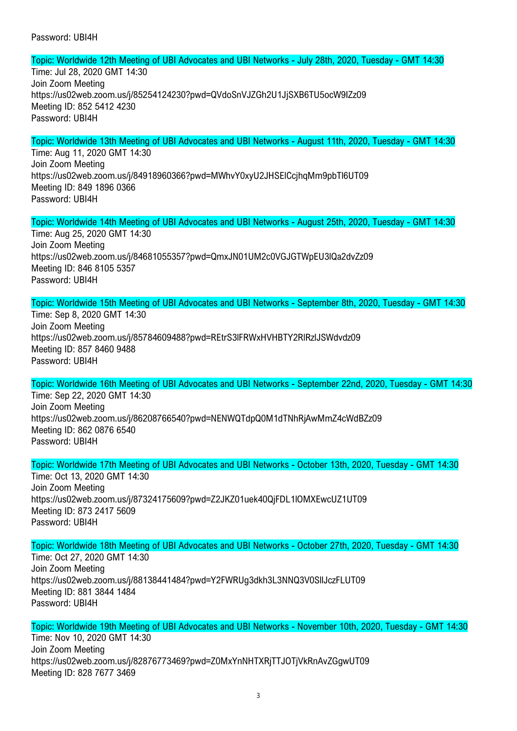Password: UBI4H

Topic: Worldwide 12th Meeting of UBI Advocates and UBI Networks - July 28th, 2020, Tuesday - GMT 14:30
Time: Jul 28, 2020 GMT 14:30
Join Zoom Meeting
https://us02web.zoom.us/j/85254124230?pwd=QVdoSnVJZGh2U1JjSXB6TU5ocW9IZz09
Meeting ID: 852 5412 4230
Password: UBI4H

Topic: Worldwide 13th Meeting of UBI Advocates and UBI Networks - August 11th, 2020, Tuesday - GMT 14:30
Time: Aug 11, 2020 GMT 14:30
Join Zoom Meeting
https://us02web.zoom.us/j/84918960366?pwd=MWhvY0xyU2JHSElCcjhqMm9pbTl6UT09
Meeting ID: 849 1896 0366
Password: UBI4H

Topic: Worldwide 14th Meeting of UBI Advocates and UBI Networks - August 25th, 2020, Tuesday - GMT 14:30
Time: Aug 25, 2020 GMT 14:30
Join Zoom Meeting
https://us02web.zoom.us/j/84681055357?pwd=QmxJN01UM2c0VGJGTWpEU3lQa2dvZz09
Meeting ID: 846 8105 5357
Password: UBI4H

Topic: Worldwide 15th Meeting of UBI Advocates and UBI Networks - September 8th, 2020, Tuesday - GMT 14:30
Time: Sep 8, 2020 GMT 14:30
Join Zoom Meeting
https://us02web.zoom.us/j/85784609488?pwd=REtrS3lFRWxHVHBTY2RlRzlJSWdvdz09
Meeting ID: 857 8460 9488
Password: UBI4H

Topic: Worldwide 16th Meeting of UBI Advocates and UBI Networks - September 22nd, 2020, Tuesday - GMT 14:30
Time: Sep 22, 2020 GMT 14:30
Join Zoom Meeting
https://us02web.zoom.us/j/86208766540?pwd=NENWQTdpQ0M1dTNhRjAwMmZ4cWdBZz09
Meeting ID: 862 0876 6540
Password: UBI4H

Topic: Worldwide 17th Meeting of UBI Advocates and UBI Networks - October 13th, 2020, Tuesday - GMT 14:30
Time: Oct 13, 2020 GMT 14:30
Join Zoom Meeting
https://us02web.zoom.us/j/87324175609?pwd=Z2JKZ01uek40QjFDL1lOMXEwcUZ1UT09
Meeting ID: 873 2417 5609
Password: UBI4H

Topic: Worldwide 18th Meeting of UBI Advocates and UBI Networks - October 27th, 2020, Tuesday - GMT 14:30
Time: Oct 27, 2020 GMT 14:30
Join Zoom Meeting
https://us02web.zoom.us/j/88138441484?pwd=Y2FWRUg3dkh3L3NNQ3V0SllJczFLUT09
Meeting ID: 881 3844 1484
Password: UBI4H

Topic: Worldwide 19th Meeting of UBI Advocates and UBI Networks - November 10th, 2020, Tuesday - GMT 14:30
Time: Nov 10, 2020 GMT 14:30
Join Zoom Meeting
https://us02web.zoom.us/j/82876773469?pwd=Z0MxYnNHTXRjTTJOTjVkRnAvZGgwUT09
Meeting ID: 828 7677 3469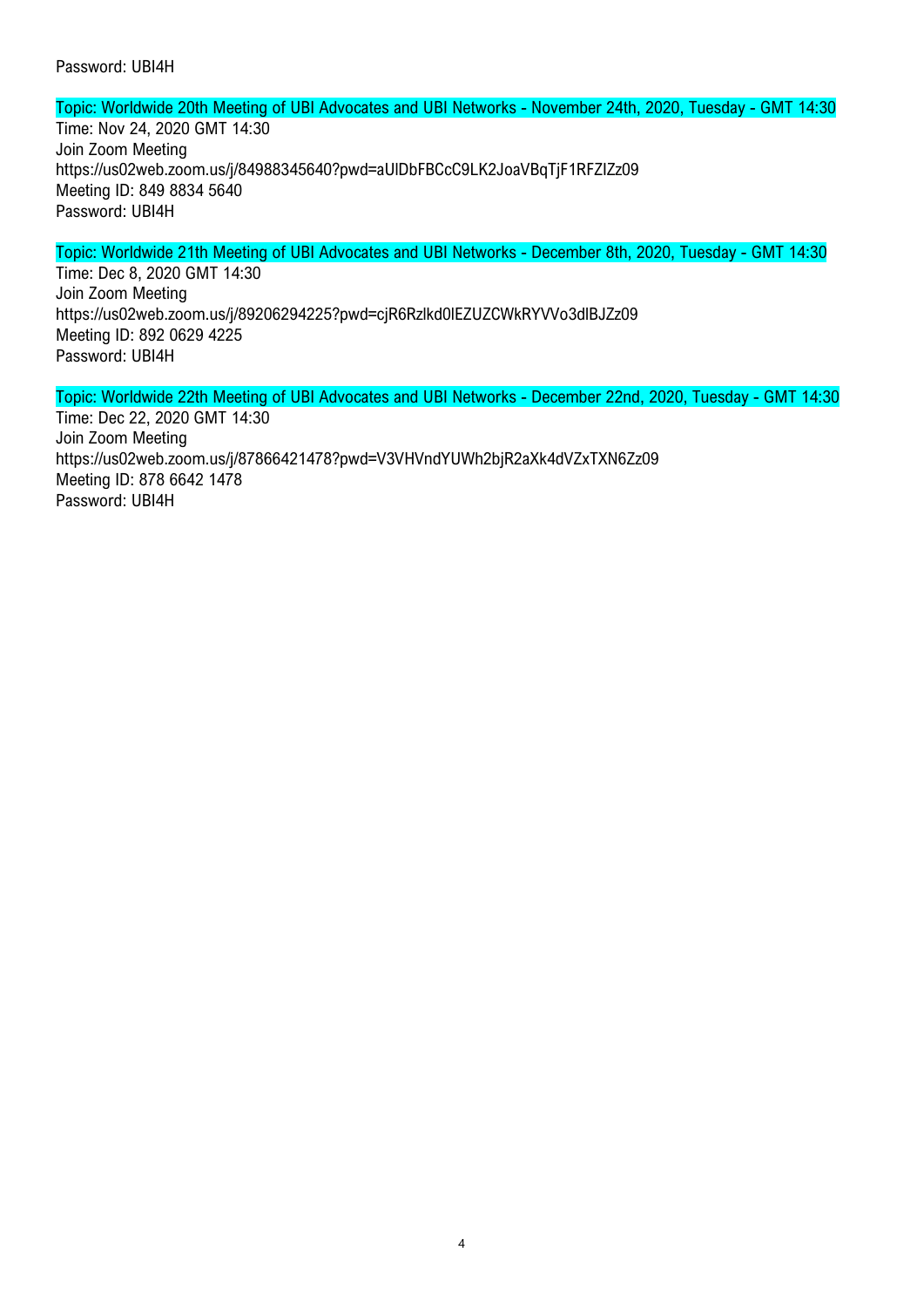Password: UBI4H

Topic: Worldwide 20th Meeting of UBI Advocates and UBI Networks - November 24th, 2020, Tuesday - GMT 14:30
Time: Nov 24, 2020 GMT 14:30
Join Zoom Meeting
https://us02web.zoom.us/j/84988345640?pwd=aUlDbFBCcC9LK2JoaVBqTjF1RFZlZz09
Meeting ID: 849 8834 5640
Password: UBI4H

Topic: Worldwide 21th Meeting of UBI Advocates and UBI Networks - December 8th, 2020, Tuesday - GMT 14:30
Time: Dec 8, 2020 GMT 14:30
Join Zoom Meeting
https://us02web.zoom.us/j/89206294225?pwd=cjR6Rzlkd0lEZUZCWkRYVVo3dlBJZz09
Meeting ID: 892 0629 4225
Password: UBI4H

Topic: Worldwide 22th Meeting of UBI Advocates and UBI Networks - December 22nd, 2020, Tuesday - GMT 14:30
Time: Dec 22, 2020 GMT 14:30
Join Zoom Meeting
https://us02web.zoom.us/j/87866421478?pwd=V3VHVndYUWh2bjR2aXk4dVZxTXN6Zz09
Meeting ID: 878 6642 1478
Password: UBI4H